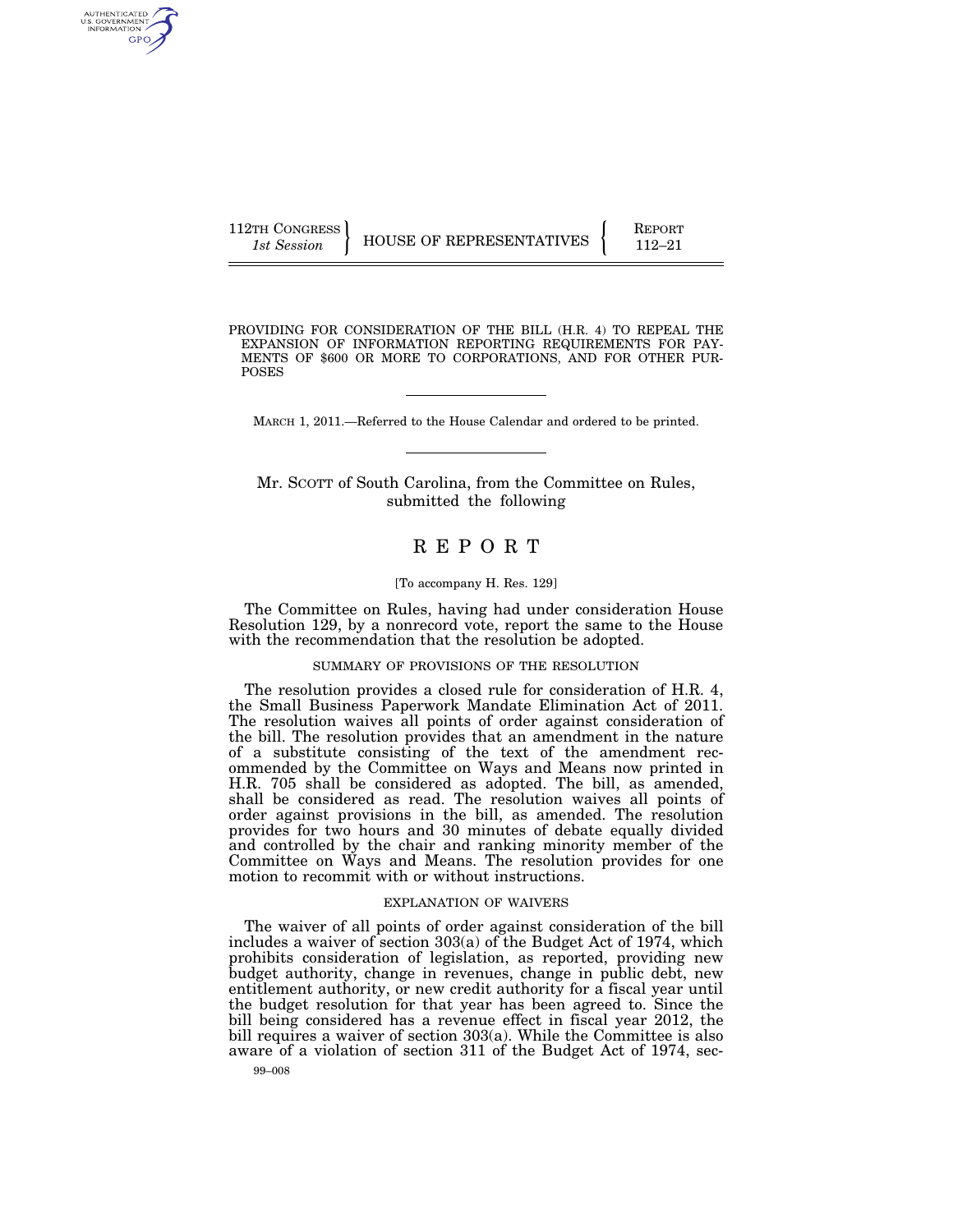112TH CONGRESS
*1st Session*

HOUSE OF REPRESENTATIVES

REPORT
112–21

PROVIDING FOR CONSIDERATION OF THE BILL (H.R. 4) TO REPEAL THE EXPANSION OF INFORMATION REPORTING REQUIREMENTS FOR PAYMENTS OF $600 OR MORE TO CORPORATIONS, AND FOR OTHER PURPOSES

MARCH 1, 2011.—Referred to the House Calendar and ordered to be printed.

Mr. SCOTT of South Carolina, from the Committee on Rules, submitted the following

# REPORT

[To accompany H. Res. 129]

The Committee on Rules, having had under consideration House Resolution 129, by a nonrecord vote, report the same to the House with the recommendation that the resolution be adopted.

## SUMMARY OF PROVISIONS OF THE RESOLUTION

The resolution provides a closed rule for consideration of H.R. 4, the Small Business Paperwork Mandate Elimination Act of 2011. The resolution waives all points of order against consideration of the bill. The resolution provides that an amendment in the nature of a substitute consisting of the text of the amendment recommended by the Committee on Ways and Means now printed in H.R. 705 shall be considered as adopted. The bill, as amended, shall be considered as read. The resolution waives all points of order against provisions in the bill, as amended. The resolution provides for two hours and 30 minutes of debate equally divided and controlled by the chair and ranking minority member of the Committee on Ways and Means. The resolution provides for one motion to recommit with or without instructions.

## EXPLANATION OF WAIVERS

The waiver of all points of order against consideration of the bill includes a waiver of section 303(a) of the Budget Act of 1974, which prohibits consideration of legislation, as reported, providing new budget authority, change in revenues, change in public debt, new entitlement authority, or new credit authority for a fiscal year until the budget resolution for that year has been agreed to. Since the bill being considered has a revenue effect in fiscal year 2012, the bill requires a waiver of section 303(a). While the Committee is also aware of a violation of section 311 of the Budget Act of 1974, sec-

99–008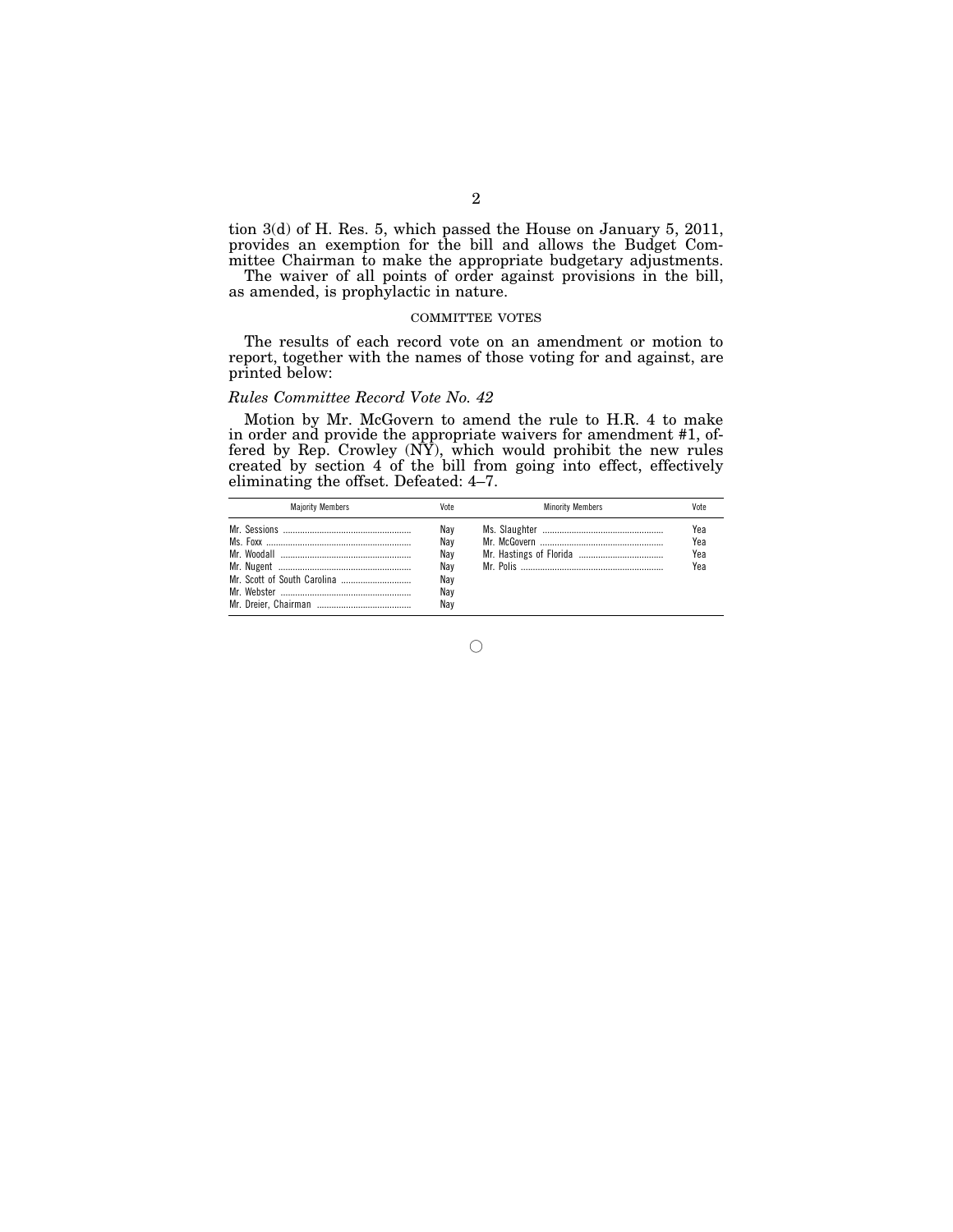tion 3(d) of H. Res. 5, which passed the House on January 5, 2011, provides an exemption for the bill and allows the Budget Committee Chairman to make the appropriate budgetary adjustments.

The waiver of all points of order against provisions in the bill, as amended, is prophylactic in nature.

COMMITTEE VOTES

The results of each record vote on an amendment or motion to report, together with the names of those voting for and against, are printed below:

*Rules Committee Record Vote No. 42*

Motion by Mr. McGovern to amend the rule to H.R. 4 to make in order and provide the appropriate waivers for amendment #1, offered by Rep. Crowley (NY), which would prohibit the new rules created by section 4 of the bill from going into effect, effectively eliminating the offset. Defeated: 4–7.

| Majority Members | Vote | Minority Members | Vote |
|---|---|---|---|
| Mr. Sessions | Nay | Ms. Slaughter | Yea |
| Ms. Foxx | Nay | Mr. McGovern | Yea |
| Mr. Woodall | Nay | Mr. Hastings of Florida | Yea |
| Mr. Nugent | Nay | Mr. Polis | Yea |
| Mr. Scott of South Carolina | Nay | | |
| Mr. Webster | Nay | | |
| Mr. Dreier, Chairman | Nay | | |